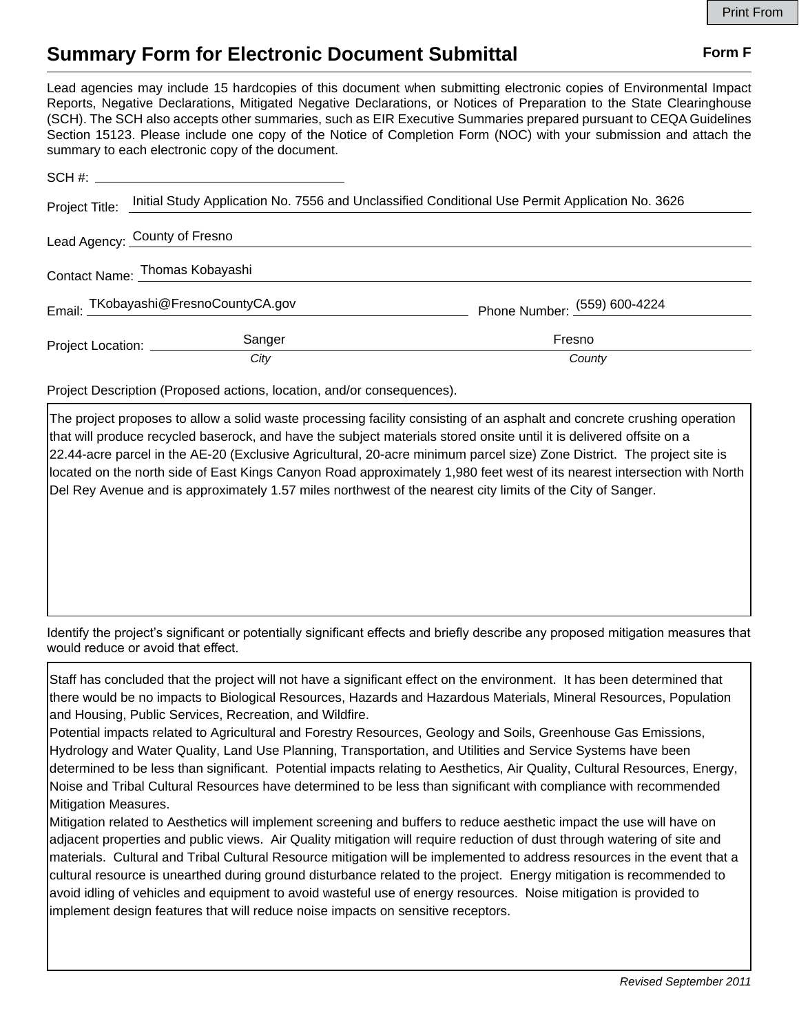Print From

# Summary Form for Electronic Document Submittal

**Form F**

Lead agencies may include 15 hardcopies of this document when submitting electronic copies of Environmental Impact Reports, Negative Declarations, Mitigated Negative Declarations, or Notices of Preparation to the State Clearinghouse (SCH). The SCH also accepts other summaries, such as EIR Executive Summaries prepared pursuant to CEQA Guidelines Section 15123. Please include one copy of the Notice of Completion Form (NOC) with your submission and attach the summary to each electronic copy of the document.

SCH #: 

Project Title: Initial Study Application No. 7556 and Unclassified Conditional Use Permit Application No. 3626

Lead Agency: County of Fresno

Contact Name: Thomas Kobayashi

Email: TKobayashi@FresnoCountyCA.gov

Phone Number: (559) 600-4224

Project Location: Sanger (*City*), Fresno (*County*)

Project Description (Proposed actions, location, and/or consequences).

The project proposes to allow a solid waste processing facility consisting of an asphalt and concrete crushing operation that will produce recycled baserock, and have the subject materials stored onsite until it is delivered offsite on a 22.44-acre parcel in the AE-20 (Exclusive Agricultural, 20-acre minimum parcel size) Zone District. The project site is located on the north side of East Kings Canyon Road approximately 1,980 feet west of its nearest intersection with North Del Rey Avenue and is approximately 1.57 miles northwest of the nearest city limits of the City of Sanger.

Identify the project's significant or potentially significant effects and briefly describe any proposed mitigation measures that would reduce or avoid that effect.

Staff has concluded that the project will not have a significant effect on the environment. It has been determined that there would be no impacts to Biological Resources, Hazards and Hazardous Materials, Mineral Resources, Population and Housing, Public Services, Recreation, and Wildfire.

Potential impacts related to Agricultural and Forestry Resources, Geology and Soils, Greenhouse Gas Emissions, Hydrology and Water Quality, Land Use Planning, Transportation, and Utilities and Service Systems have been determined to be less than significant. Potential impacts relating to Aesthetics, Air Quality, Cultural Resources, Energy, Noise and Tribal Cultural Resources have determined to be less than significant with compliance with recommended Mitigation Measures.

Mitigation related to Aesthetics will implement screening and buffers to reduce aesthetic impact the use will have on adjacent properties and public views. Air Quality mitigation will require reduction of dust through watering of site and materials. Cultural and Tribal Cultural Resource mitigation will be implemented to address resources in the event that a cultural resource is unearthed during ground disturbance related to the project. Energy mitigation is recommended to avoid idling of vehicles and equipment to avoid wasteful use of energy resources. Noise mitigation is provided to implement design features that will reduce noise impacts on sensitive receptors.

*Revised September 2011*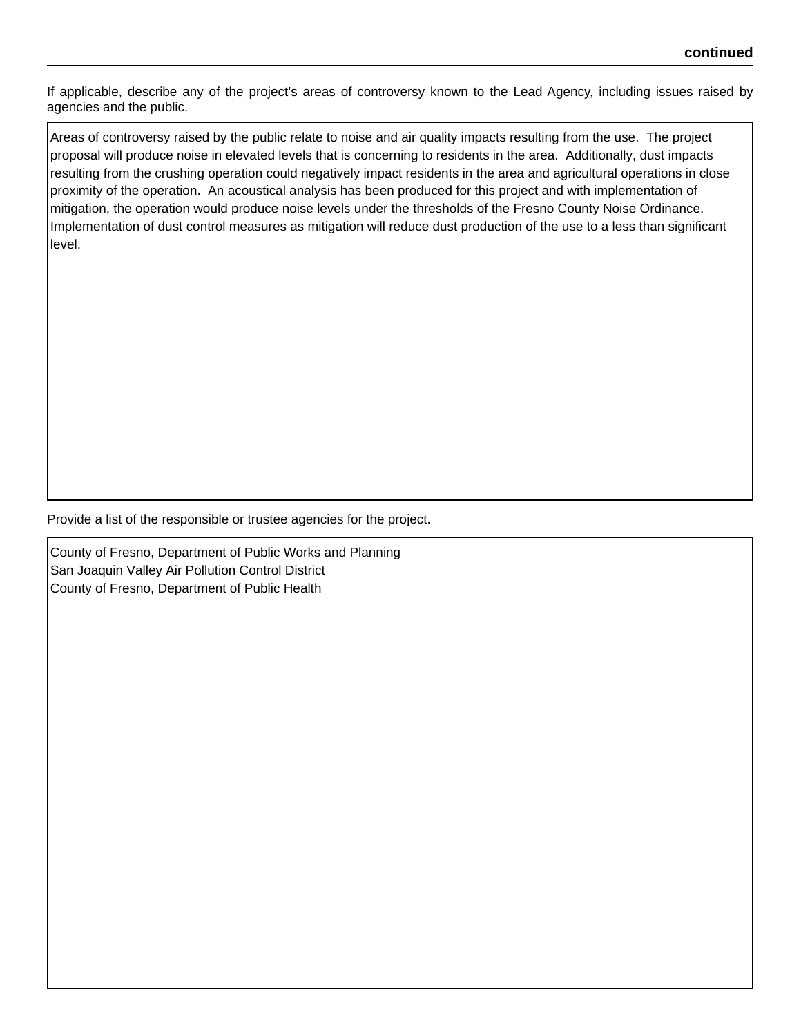**continued**

If applicable, describe any of the project's areas of controversy known to the Lead Agency, including issues raised by agencies and the public.

Areas of controversy raised by the public relate to noise and air quality impacts resulting from the use. The project proposal will produce noise in elevated levels that is concerning to residents in the area. Additionally, dust impacts resulting from the crushing operation could negatively impact residents in the area and agricultural operations in close proximity of the operation. An acoustical analysis has been produced for this project and with implementation of mitigation, the operation would produce noise levels under the thresholds of the Fresno County Noise Ordinance. Implementation of dust control measures as mitigation will reduce dust production of the use to a less than significant level.

Provide a list of the responsible or trustee agencies for the project.

County of Fresno, Department of Public Works and Planning
San Joaquin Valley Air Pollution Control District
County of Fresno, Department of Public Health